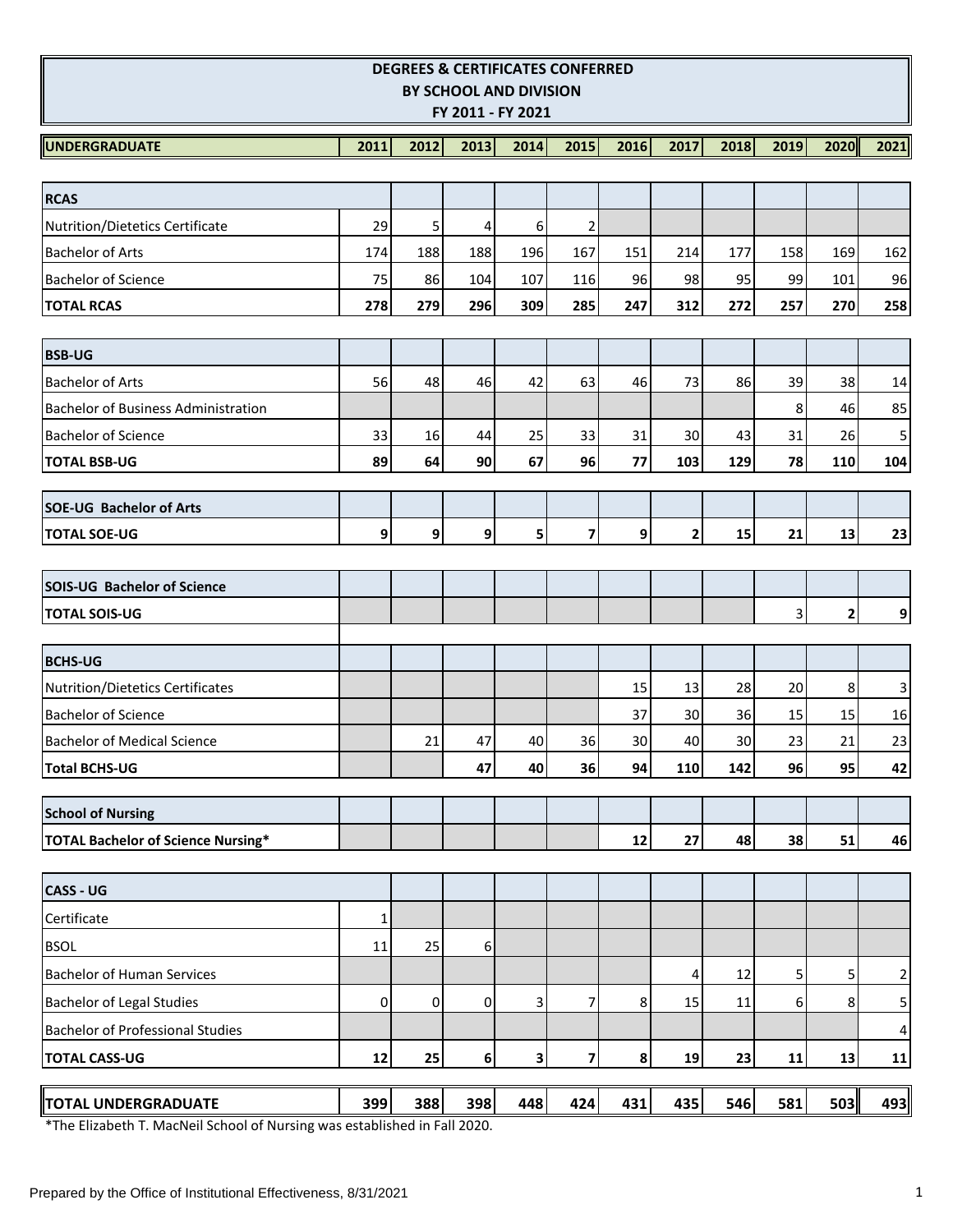# DEGREES & CERTIFICATES CONFERRED
## BY SCHOOL AND DIVISION
### FY 2011 - FY 2021

| UNDERGRADUATE | 2011 | 2012 | 2013 | 2014 | 2015 | 2016 | 2017 | 2018 | 2019 | 2020 | 2021 |
|---|---|---|---|---|---|---|---|---|---|---|---|
| **RCAS** | | | | | | | | | | | |
| Nutrition/Dietetics Certificate | 29 | 5 | 4 | 6 | 2 | | | | | | |
| Bachelor of Arts | 174 | 188 | 188 | 196 | 167 | 151 | 214 | 177 | 158 | 169 | 162 |
| Bachelor of Science | 75 | 86 | 104 | 107 | 116 | 96 | 98 | 95 | 99 | 101 | 96 |
| **TOTAL RCAS** | **278** | **279** | **296** | **309** | **285** | **247** | **312** | **272** | **257** | **270** | **258** |
| **BSB-UG** | | | | | | | | | | | |
| Bachelor of Arts | 56 | 48 | 46 | 42 | 63 | 46 | 73 | 86 | 39 | 38 | 14 |
| Bachelor of Business Administration | | | | | | | | | 8 | 46 | 85 |
| Bachelor of Science | 33 | 16 | 44 | 25 | 33 | 31 | 30 | 43 | 31 | 26 | 5 |
| **TOTAL BSB-UG** | **89** | **64** | **90** | **67** | **96** | **77** | **103** | **129** | **78** | **110** | **104** |
| **SOE-UG Bachelor of Arts** | | | | | | | | | | | |
| **TOTAL SOE-UG** | **9** | **9** | **9** | **5** | **7** | **9** | **2** | **15** | **21** | **13** | **23** |
| **SOIS-UG Bachelor of Science** | | | | | | | | | | | |
| **TOTAL SOIS-UG** | | | | | | | | | 3 | **2** | **9** |
| **BCHS-UG** | | | | | | | | | | | |
| Nutrition/Dietetics Certificates | | | | | | 15 | 13 | 28 | 20 | 8 | 3 |
| Bachelor of Science | | | | | | 37 | 30 | 36 | 15 | 15 | 16 |
| Bachelor of Medical Science | | 21 | 47 | 40 | 36 | 30 | 40 | 30 | 23 | 21 | 23 |
| **Total BCHS-UG** | | | **47** | **40** | **36** | **94** | **110** | **142** | **96** | **95** | **42** |
| **School of Nursing** | | | | | | | | | | | |
| **TOTAL Bachelor of Science Nursing*** | | | | | | **12** | **27** | **48** | **38** | **51** | **46** |
| **CASS - UG** | | | | | | | | | | | |
| Certificate | 1 | | | | | | | | | | |
| BSOL | 11 | 25 | 6 | | | | | | | | |
| Bachelor of Human Services | | | | | | | 4 | 12 | 5 | 5 | 2 |
| Bachelor of Legal Studies | 0 | 0 | 0 | 3 | 7 | 8 | 15 | 11 | 6 | 8 | 5 |
| Bachelor of Professional Studies | | | | | | | | | | | 4 |
| **TOTAL CASS-UG** | **12** | **25** | **6** | **3** | **7** | **8** | **19** | **23** | **11** | **13** | **11** |
| **TOTAL UNDERGRADUATE** | **399** | **388** | **398** | **448** | **424** | **431** | **435** | **546** | **581** | **503** | **493** |

*The Elizabeth T. MacNeil School of Nursing was established in Fall 2020.

Prepared by the Office of Institutional Effectiveness, 8/31/2021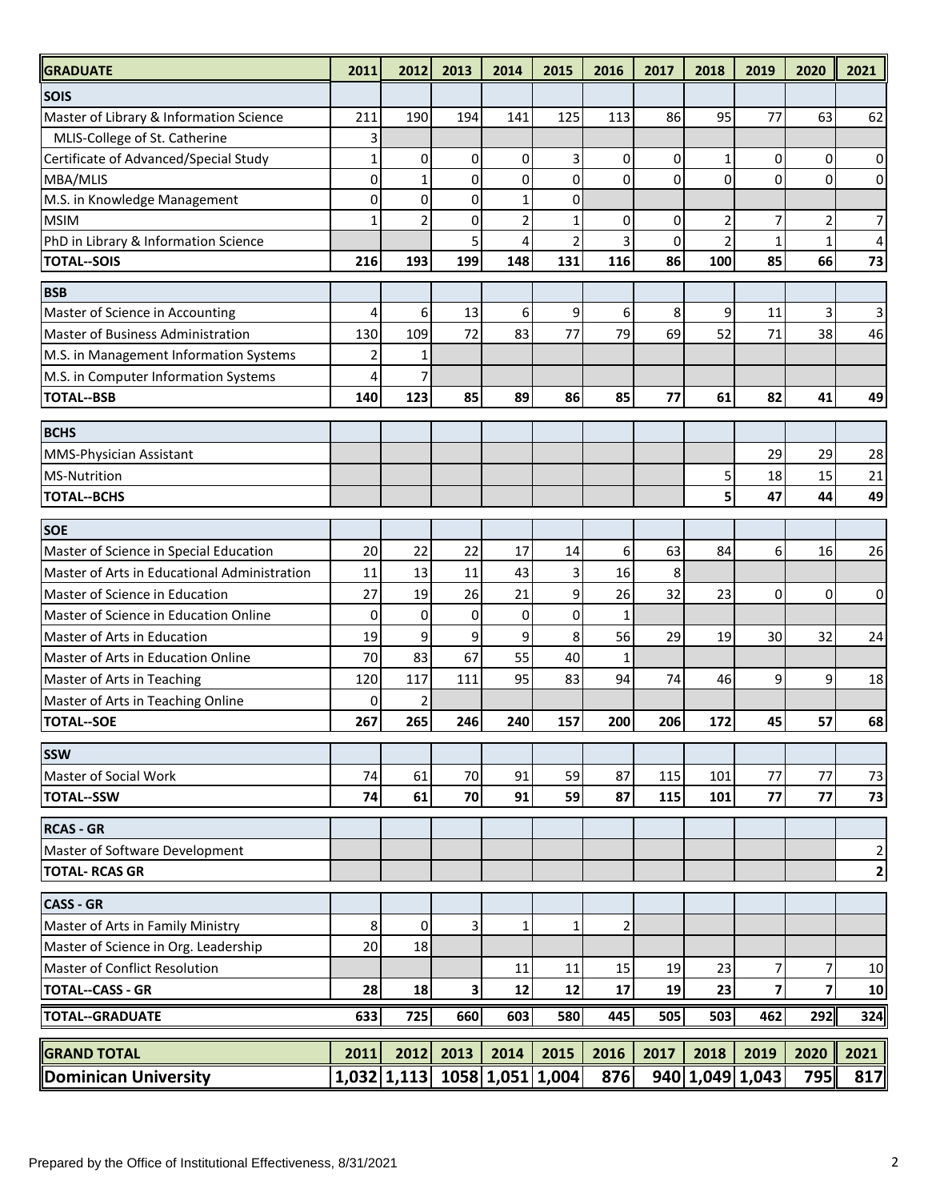| GRADUATE | 2011 | 2012 | 2013 | 2014 | 2015 | 2016 | 2017 | 2018 | 2019 | 2020 | 2021 |
|---|---|---|---|---|---|---|---|---|---|---|---|
| **SOIS** | | | | | | | | | | | |
| Master of Library & Information Science | 211 | 190 | 194 | 141 | 125 | 113 | 86 | 95 | 77 | 63 | 62 |
| MLIS-College of St. Catherine | 3 | | | | | | | | | | |
| Certificate of Advanced/Special Study | 1 | 0 | 0 | 0 | 3 | 0 | 0 | 1 | 0 | 0 | 0 |
| MBA/MLIS | 0 | 1 | 0 | 0 | 0 | 0 | 0 | 0 | 0 | 0 | 0 |
| M.S. in Knowledge Management | 0 | 0 | 0 | 1 | 0 | | | | | | |
| MSIM | 1 | 2 | 0 | 2 | 1 | 0 | 0 | 2 | 7 | 2 | 7 |
| PhD in Library & Information Science | | | 5 | 4 | 2 | 3 | 0 | 2 | 1 | 1 | 4 |
| **TOTAL--SOIS** | **216** | **193** | **199** | **148** | **131** | **116** | **86** | **100** | **85** | **66** | **73** |
| **BSB** | | | | | | | | | | | |
| Master of Science in Accounting | 4 | 6 | 13 | 6 | 9 | 6 | 8 | 9 | 11 | 3 | 3 |
| Master of Business Administration | 130 | 109 | 72 | 83 | 77 | 79 | 69 | 52 | 71 | 38 | 46 |
| M.S. in Management Information Systems | 2 | 1 | | | | | | | | | |
| M.S. in Computer Information Systems | 4 | 7 | | | | | | | | | |
| **TOTAL--BSB** | **140** | **123** | **85** | **89** | **86** | **85** | **77** | **61** | **82** | **41** | **49** |
| **BCHS** | | | | | | | | | | | |
| MMS-Physician Assistant | | | | | | | | | 29 | 29 | 28 |
| MS-Nutrition | | | | | | | | 5 | 18 | 15 | 21 |
| **TOTAL--BCHS** | | | | | | | | **5** | **47** | **44** | **49** |
| **SOE** | | | | | | | | | | | |
| Master of Science in Special Education | 20 | 22 | 22 | 17 | 14 | 6 | 63 | 84 | 6 | 16 | 26 |
| Master of Arts in Educational Administration | 11 | 13 | 11 | 43 | 3 | 16 | 8 | | | | |
| Master of Science in Education | 27 | 19 | 26 | 21 | 9 | 26 | 32 | 23 | 0 | 0 | 0 |
| Master of Science in Education Online | 0 | 0 | 0 | 0 | 0 | 1 | | | | | |
| Master of Arts in Education | 19 | 9 | 9 | 9 | 8 | 56 | 29 | 19 | 30 | 32 | 24 |
| Master of Arts in Education Online | 70 | 83 | 67 | 55 | 40 | 1 | | | | | |
| Master of Arts in Teaching | 120 | 117 | 111 | 95 | 83 | 94 | 74 | 46 | 9 | 9 | 18 |
| Master of Arts in Teaching Online | 0 | 2 | | | | | | | | | |
| **TOTAL--SOE** | **267** | **265** | **246** | **240** | **157** | **200** | **206** | **172** | **45** | **57** | **68** |
| **SSW** | | | | | | | | | | | |
| Master of Social Work | 74 | 61 | 70 | 91 | 59 | 87 | 115 | 101 | 77 | 77 | 73 |
| **TOTAL--SSW** | **74** | **61** | **70** | **91** | **59** | **87** | **115** | **101** | **77** | **77** | **73** |
| **RCAS - GR** | | | | | | | | | | | |
| Master of Software Development | | | | | | | | | | | 2 |
| **TOTAL- RCAS GR** | | | | | | | | | | | **2** |
| **CASS - GR** | | | | | | | | | | | |
| Master of Arts in Family Ministry | 8 | 0 | 3 | 1 | 1 | 2 | | | | | |
| Master of Science in Org. Leadership | 20 | 18 | | | | | | | | | |
| Master of Conflict Resolution | | | | 11 | 11 | 15 | 19 | 23 | 7 | 7 | 10 |
| **TOTAL--CASS - GR** | **28** | **18** | **3** | **12** | **12** | **17** | **19** | **23** | **7** | **7** | **10** |
| **TOTAL--GRADUATE** | **633** | **725** | **660** | **603** | **580** | **445** | **505** | **503** | **462** | **292** | **324** |

| GRAND TOTAL | 2011 | 2012 | 2013 | 2014 | 2015 | 2016 | 2017 | 2018 | 2019 | 2020 | 2021 |
|---|---|---|---|---|---|---|---|---|---|---|---|
| **Dominican University** | **1,032** | **1,113** | **1058** | **1,051** | **1,004** | **876** | **940** | **1,049** | **1,043** | **795** | **817** |

Prepared by the Office of Institutional Effectiveness, 8/31/2021